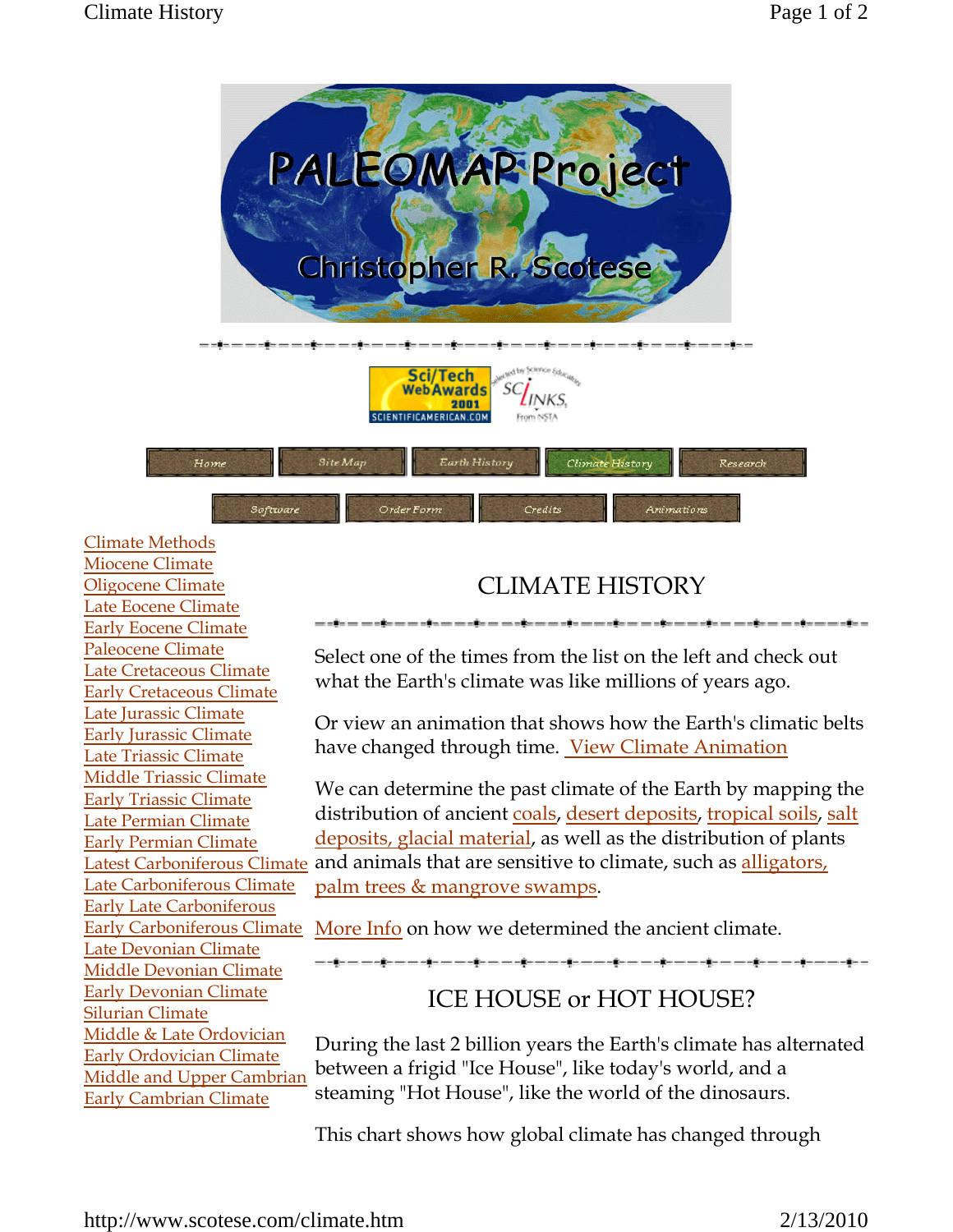PALEOMAP Project

Christopher R. Scotese

Home | Site Map | Earth History | Climate History | Research

Software | Order Form | Credits | Animations

- Climate Methods
- Miocene Climate
- Oligocene Climate
- Late Eocene Climate
- Early Eocene Climate
- Paleocene Climate
- Late Cretaceous Climate
- Early Cretaceous Climate
- Late Jurassic Climate
- Early Jurassic Climate
- Late Triassic Climate
- Middle Triassic Climate
- Early Triassic Climate
- Late Permian Climate
- Early Permian Climate
- Latest Carboniferous Climate
- Late Carboniferous Climate
- Early Late Carboniferous
- Early Carboniferous Climate
- Late Devonian Climate
- Middle Devonian Climate
- Early Devonian Climate
- Silurian Climate
- Middle & Late Ordovician
- Early Ordovician Climate
- Middle and Upper Cambrian
- Early Cambrian Climate

# CLIMATE HISTORY

Select one of the times from the list on the left and check out what the Earth's climate was like millions of years ago.

Or view an animation that shows how the Earth's climatic belts have changed through time. View Climate Animation

We can determine the past climate of the Earth by mapping the distribution of ancient coals, desert deposits, tropical soils, salt deposits, glacial material, as well as the distribution of plants and animals that are sensitive to climate, such as alligators, palm trees & mangrove swamps.

More Info on how we determined the ancient climate.

## ICE HOUSE or HOT HOUSE?

During the last 2 billion years the Earth's climate has alternated between a frigid "Ice House", like today's world, and a steaming "Hot House", like the world of the dinosaurs.

This chart shows how global climate has changed through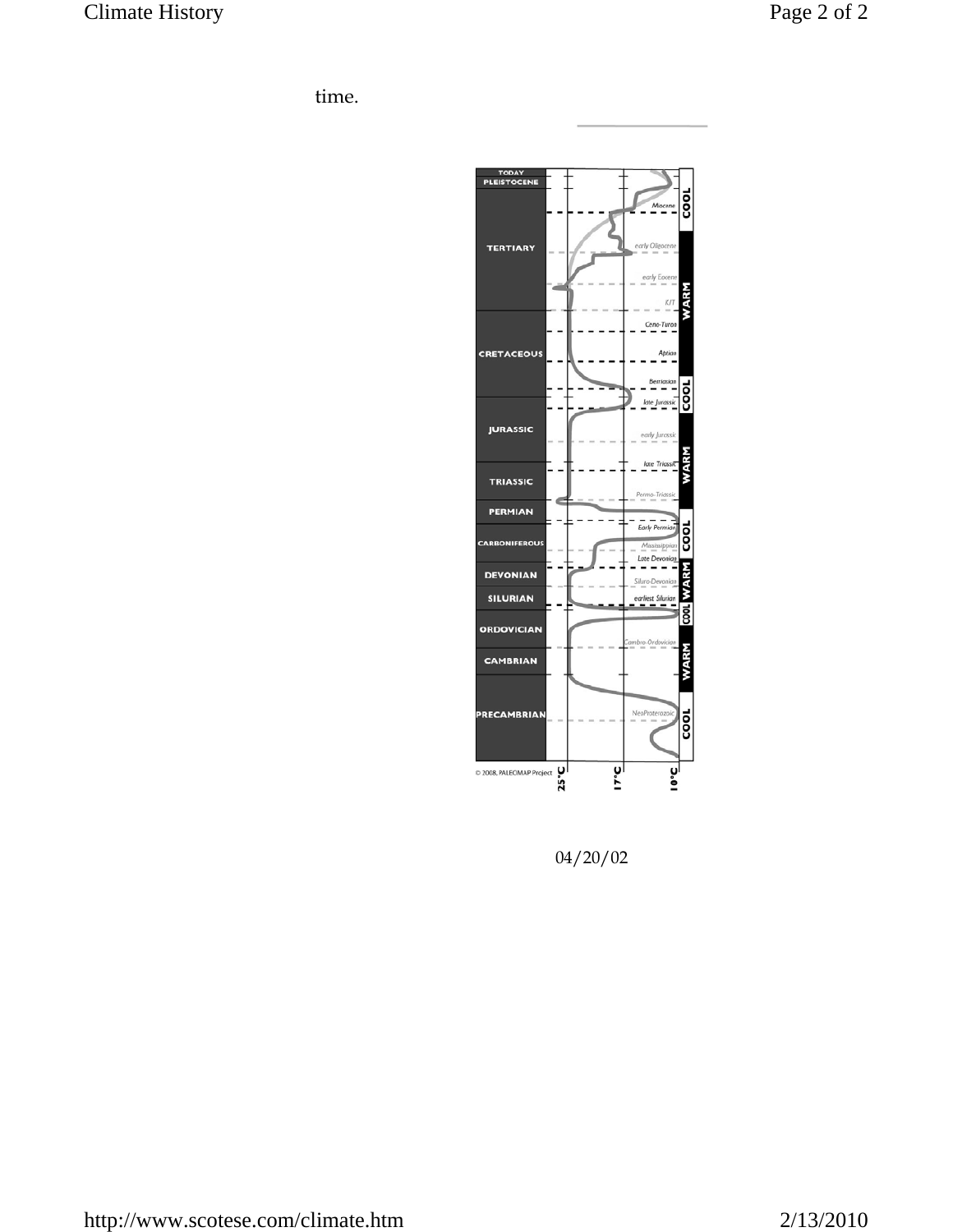time.

TODAY
PLEISTOCENE
TERTIARY
CRETACEOUS
JURASSIC
TRIASSIC
PERMIAN
CARBONIFEROUS
DEVONIAN
SILURIAN
ORDOVICIAN
CAMBRIAN
PRECAMBRIAN

Miocene
early Oligocene
early Eocene
K/T
Ceno-Turon
Aptian
Berriasian
late Jurassic
early Jurassic
late Triassic
Permo-Triassic
Early Permian
Mississippian
Late Devonian
Siluro-Devonian
earliest Silurian
Cambro-Ordovician
NeoProterozoic

COOL
WARM
COOL
WARM
COOL
WARM
COOL
WARM
COOL

25°C
17°C
10°C

© 2008, PALEOMAP Project

04/20/02